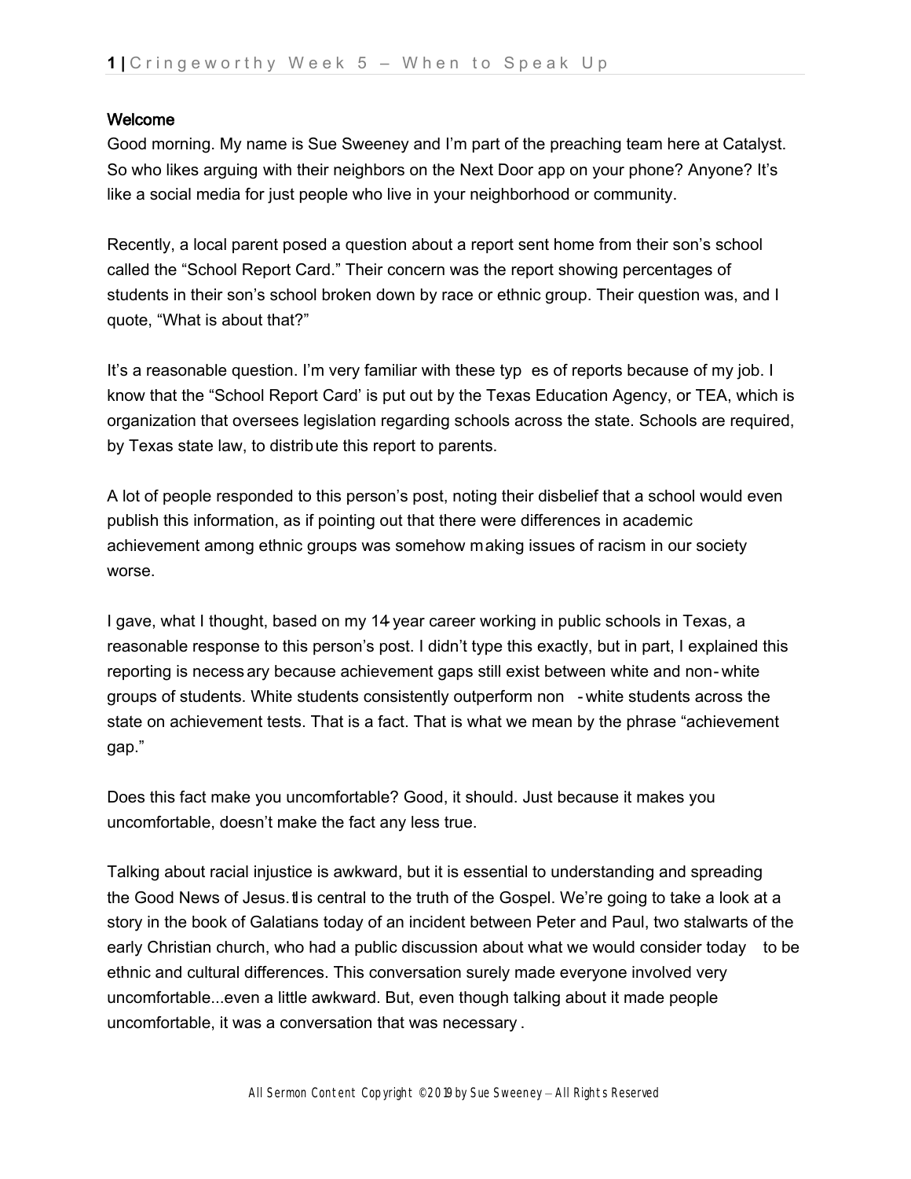## Welcome

Good morning. My name is Sue Sweeney and I'm part of the preaching team here at Catalyst. So who likes arguing with their neighbors on the Next Door app on your phone? Anyone? It's like a social media for just people who live in your neighborhood or community.

Recently, a local parent posed a question about a report sent home from their son's school called the "School Report Card." Their concern was the report showing percentages of students in their son's school broken down by race or ethnic group. Their question was, and I quote, "What is about that?"

It's a reasonable question. I'm very familiar with these types of reports because of my job. I know that the "School Report Card' is put out by the Texas Education Agency, or TEA, which is organization that oversees legislation regarding schools across the state. Schools are required, by Texas state law, to distribute this report to parents.

A lot of people responded to this person's post, noting their disbelief that a school would even publish this information, as if pointing out that there were differences in academic achievement among ethnic groups was somehow making issues of racism in our society worse.

I gave, what I thought, based on my 14-year career working in public schools in Texas, a reasonable response to this person's post. I didn't type this exactly, but in part, I explained this reporting is necessary because achievement gaps still exist between white and non-white groups of students. White students consistently outperform non-white students across the state on achievement tests. That is a fact. That is what we mean by the phrase "achievement gap."

Does this fact make you uncomfortable? Good, it should. Just because it makes you uncomfortable, doesn't make the fact any less true.

Talking about racial injustice is awkward, but it is essential to understanding and spreading the Good News of Jesus. It is central to the truth of the Gospel. We're going to take a look at a story in the book of Galatians today of an incident between Peter and Paul, two stalwarts of the early Christian church, who had a public discussion about what we would consider today to be ethnic and cultural differences. This conversation surely made everyone involved very uncomfortable...even a little awkward. But, even though talking about it made people uncomfortable, it was a conversation that was necessary.

All Sermon Content Copyright ©2019 by Sue Sweeney – All Rights Reserved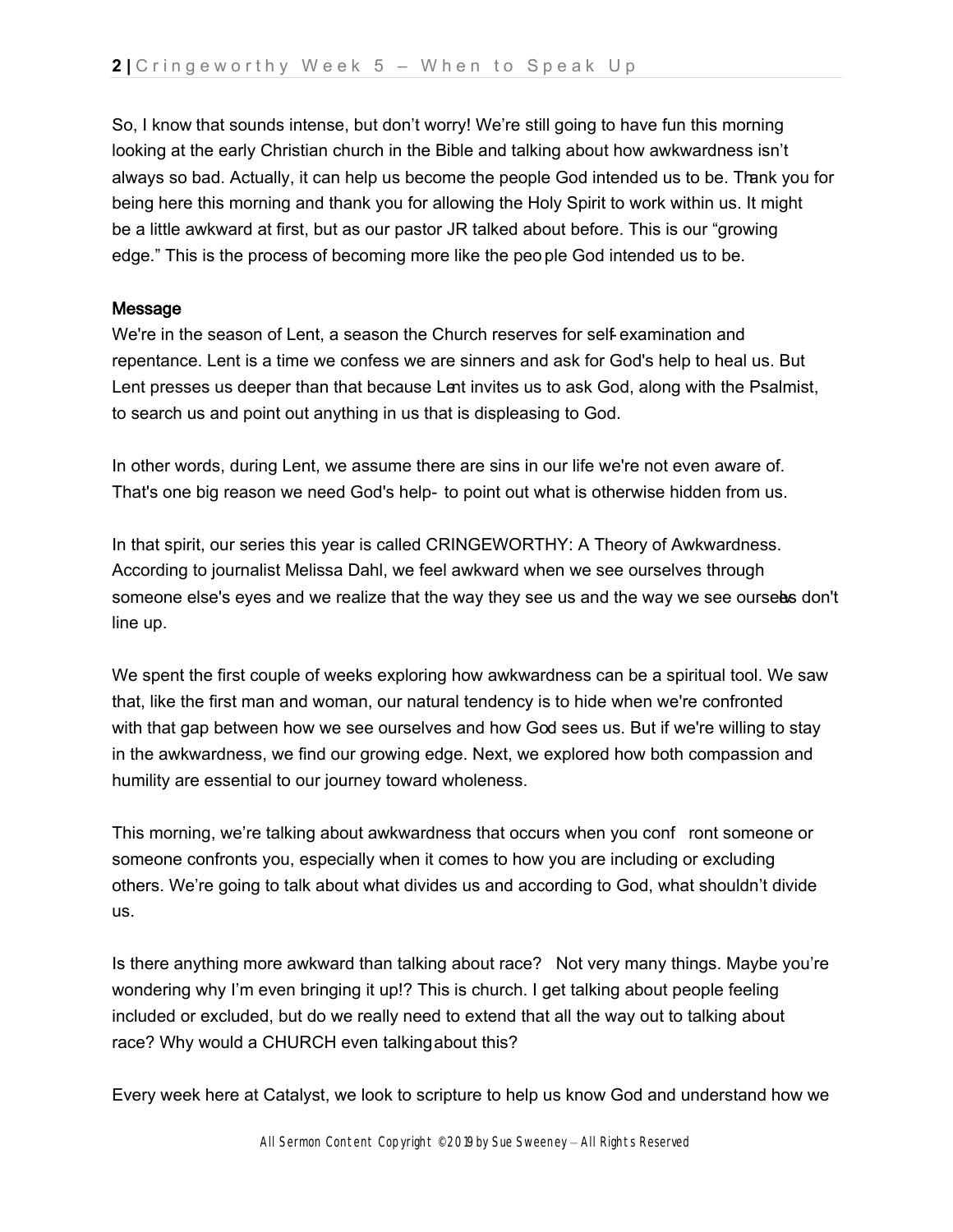So, I know that sounds intense, but don't worry! We're still going to have fun this morning looking at the early Christian church in the Bible and talking about how awkwardness isn't always so bad. Actually, it can help us become the people God intended us to be. Thank you for being here this morning and thank you for allowing the Holy Spirit to work within us. It might be a little awkward at first, but as our pastor JR talked about before. This is our "growing edge." This is the process of becoming more like the people God intended us to be.

## Message

We're in the season of Lent, a season the Church reserves for self-examination and repentance. Lent is a time we confess we are sinners and ask for God's help to heal us. But Lent presses us deeper than that because Lent invites us to ask God, along with the Psalmist, to search us and point out anything in us that is displeasing to God.

In other words, during Lent, we assume there are sins in our life we're not even aware of. That's one big reason we need God's help- to point out what is otherwise hidden from us.

In that spirit, our series this year is called CRINGEWORTHY: A Theory of Awkwardness. According to journalist Melissa Dahl, we feel awkward when we see ourselves through someone else's eyes and we realize that the way they see us and the way we see ourselves don't line up.

We spent the first couple of weeks exploring how awkwardness can be a spiritual tool. We saw that, like the first man and woman, our natural tendency is to hide when we're confronted with that gap between how we see ourselves and how God sees us. But if we're willing to stay in the awkwardness, we find our growing edge. Next, we explored how both compassion and humility are essential to our journey toward wholeness.

This morning, we're talking about awkwardness that occurs when you confront someone or someone confronts you, especially when it comes to how you are including or excluding others. We're going to talk about what divides us and according to God, what shouldn't divide us.

Is there anything more awkward than talking about race? Not very many things. Maybe you're wondering why I'm even bringing it up!? This is church. I get talking about people feeling included or excluded, but do we really need to extend that all the way out to talking about race? Why would a CHURCH even talking about this?

Every week here at Catalyst, we look to scripture to help us know God and understand how we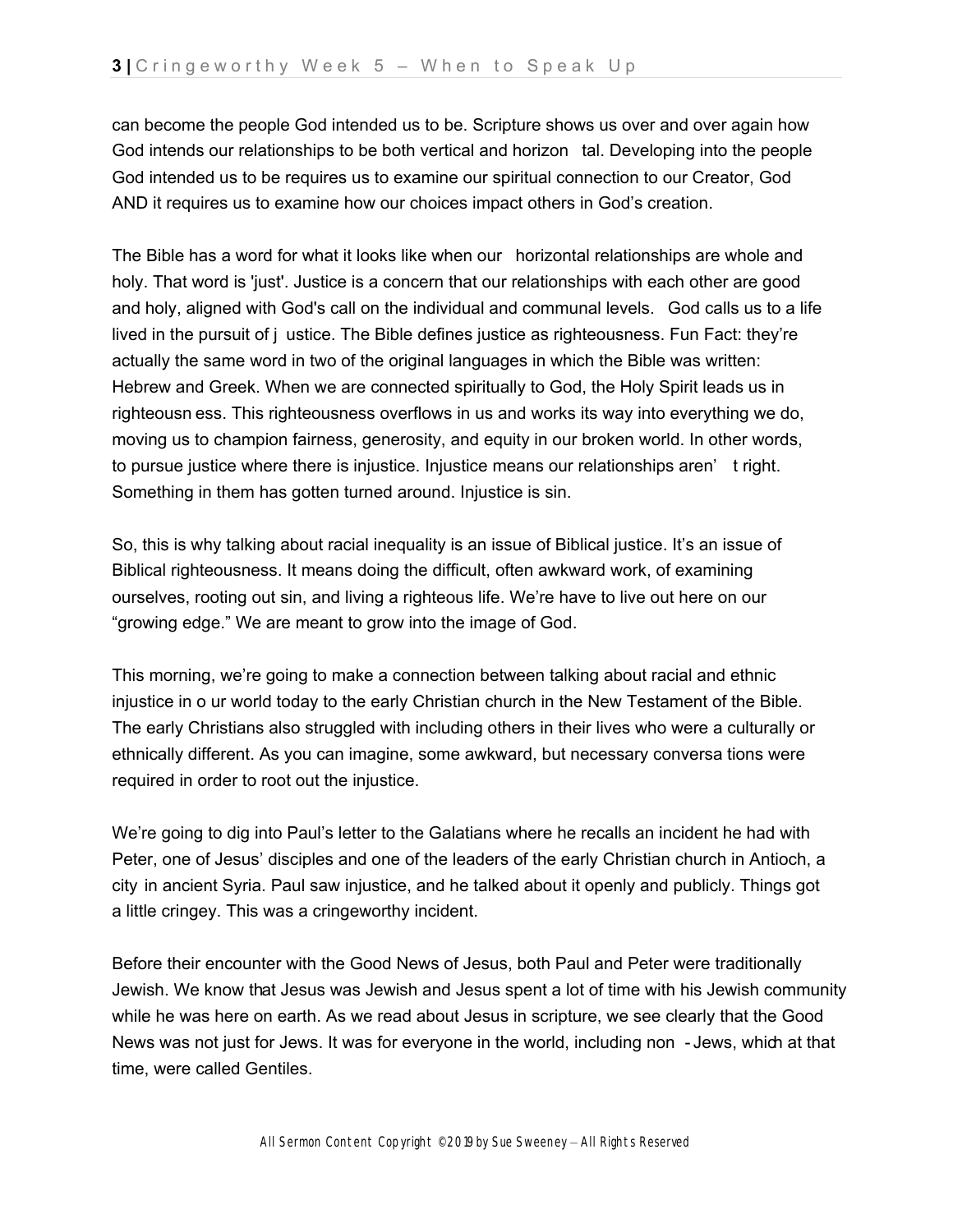can become the people God intended us to be. Scripture shows us over and over again how God intends our relationships to be both vertical and horizontal. Developing into the people God intended us to be requires us to examine our spiritual connection to our Creator, God AND it requires us to examine how our choices impact others in God's creation.

The Bible has a word for what it looks like when our horizontal relationships are whole and holy. That word is 'just'. Justice is a concern that our relationships with each other are good and holy, aligned with God's call on the individual and communal levels. God calls us to a life lived in the pursuit of justice. The Bible defines justice as righteousness. Fun Fact: they're actually the same word in two of the original languages in which the Bible was written: Hebrew and Greek. When we are connected spiritually to God, the Holy Spirit leads us in righteousness. This righteousness overflows in us and works its way into everything we do, moving us to champion fairness, generosity, and equity in our broken world. In other words, to pursue justice where there is injustice. Injustice means our relationships aren't right. Something in them has gotten turned around. Injustice is sin.

So, this is why talking about racial inequality is an issue of Biblical justice. It's an issue of Biblical righteousness. It means doing the difficult, often awkward work, of examining ourselves, rooting out sin, and living a righteous life. We're have to live out here on our "growing edge." We are meant to grow into the image of God.

This morning, we're going to make a connection between talking about racial and ethnic injustice in our world today to the early Christian church in the New Testament of the Bible. The early Christians also struggled with including others in their lives who were a culturally or ethnically different. As you can imagine, some awkward, but necessary conversations were required in order to root out the injustice.

We're going to dig into Paul's letter to the Galatians where he recalls an incident he had with Peter, one of Jesus' disciples and one of the leaders of the early Christian church in Antioch, a city in ancient Syria. Paul saw injustice, and he talked about it openly and publicly. Things got a little cringey. This was a cringeworthy incident.

Before their encounter with the Good News of Jesus, both Paul and Peter were traditionally Jewish. We know that Jesus was Jewish and Jesus spent a lot of time with his Jewish community while he was here on earth. As we read about Jesus in scripture, we see clearly that the Good News was not just for Jews. It was for everyone in the world, including non-Jews, which at that time, were called Gentiles.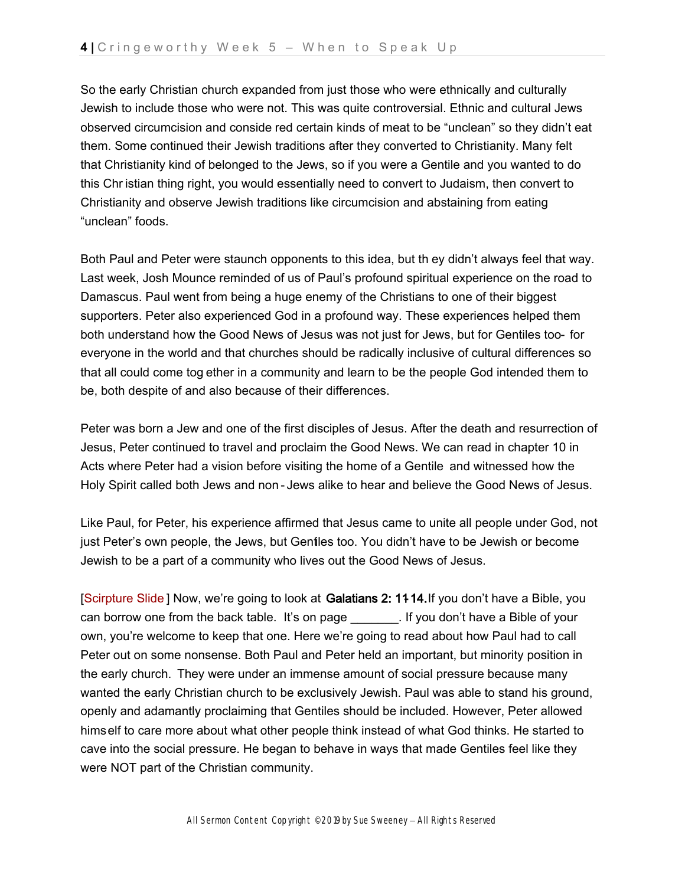So the early Christian church expanded from just those who were ethnically and culturally Jewish to include those who were not. This was quite controversial. Ethnic and cultural Jews observed circumcision and considered certain kinds of meat to be “unclean” so they didn’t eat them. Some continued their Jewish traditions after they converted to Christianity. Many felt that Christianity kind of belonged to the Jews, so if you were a Gentile and you wanted to do this Christian thing right, you would essentially need to convert to Judaism, then convert to Christianity and observe Jewish traditions like circumcision and abstaining from eating “unclean” foods.

Both Paul and Peter were staunch opponents to this idea, but they didn’t always feel that way. Last week, Josh Mounce reminded of us of Paul’s profound spiritual experience on the road to Damascus. Paul went from being a huge enemy of the Christians to one of their biggest supporters. Peter also experienced God in a profound way. These experiences helped them both understand how the Good News of Jesus was not just for Jews, but for Gentiles too- for everyone in the world and that churches should be radically inclusive of cultural differences so that all could come together in a community and learn to be the people God intended them to be, both despite of and also because of their differences.

Peter was born a Jew and one of the first disciples of Jesus. After the death and resurrection of Jesus, Peter continued to travel and proclaim the Good News. We can read in chapter 10 in Acts where Peter had a vision before visiting the home of a Gentile and witnessed how the Holy Spirit called both Jews and non-Jews alike to hear and believe the Good News of Jesus.

Like Paul, for Peter, his experience affirmed that Jesus came to unite all people under God, not just Peter’s own people, the Jews, but Gentiles too. You didn’t have to be Jewish or become Jewish to be a part of a community who lives out the Good News of Jesus.

[Scirpture Slide] Now, we’re going to look at **Galatians 2: 11-14.** If you don’t have a Bible, you can borrow one from the back table. It’s on page _______. If you don’t have a Bible of your own, you’re welcome to keep that one. Here we’re going to read about how Paul had to call Peter out on some nonsense. Both Paul and Peter held an important, but minority position in the early church. They were under an immense amount of social pressure because many wanted the early Christian church to be exclusively Jewish. Paul was able to stand his ground, openly and adamantly proclaiming that Gentiles should be included. However, Peter allowed himself to care more about what other people think instead of what God thinks. He started to cave into the social pressure. He began to behave in ways that made Gentiles feel like they were NOT part of the Christian community.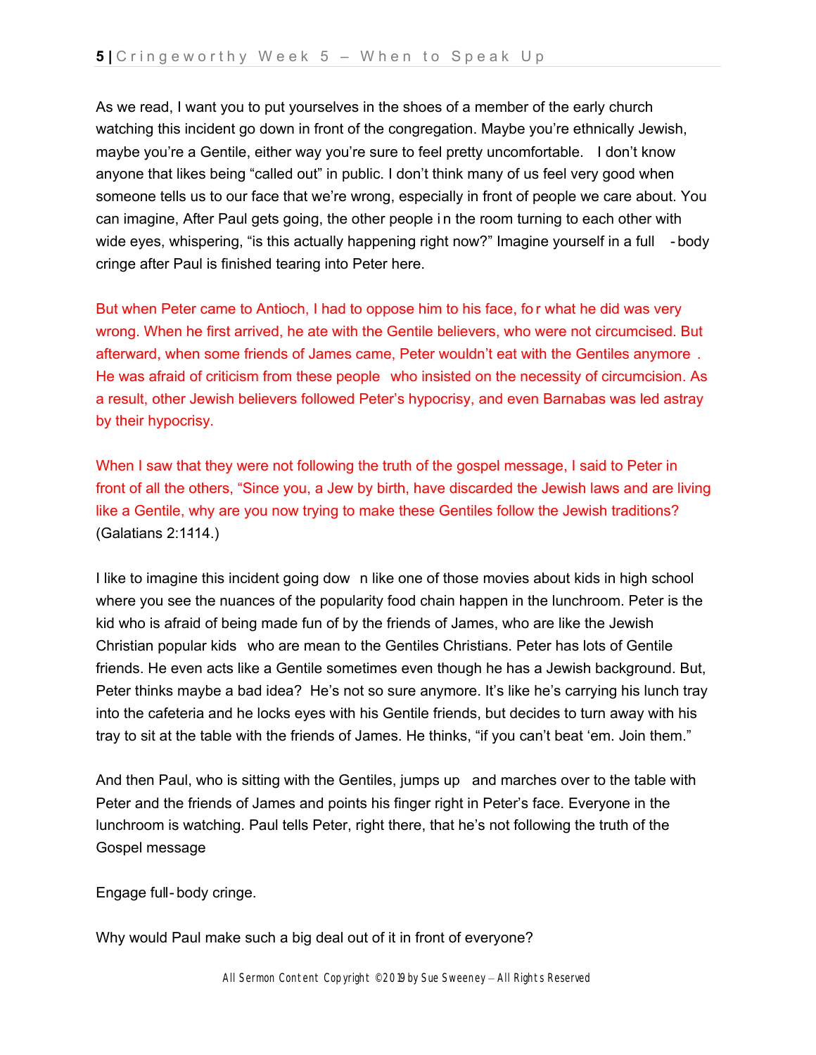As we read, I want you to put yourselves in the shoes of a member of the early church watching this incident go down in front of the congregation. Maybe you're ethnically Jewish, maybe you're a Gentile, either way you're sure to feel pretty uncomfortable. I don't know anyone that likes being "called out" in public. I don't think many of us feel very good when someone tells us to our face that we're wrong, especially in front of people we care about. You can imagine, After Paul gets going, the other people in the room turning to each other with wide eyes, whispering, "is this actually happening right now?" Imagine yourself in a full-body cringe after Paul is finished tearing into Peter here.

But when Peter came to Antioch, I had to oppose him to his face, for what he did was very wrong. When he first arrived, he ate with the Gentile believers, who were not circumcised. But afterward, when some friends of James came, Peter wouldn't eat with the Gentiles anymore. He was afraid of criticism from these people who insisted on the necessity of circumcision. As a result, other Jewish believers followed Peter's hypocrisy, and even Barnabas was led astray by their hypocrisy.

When I saw that they were not following the truth of the gospel message, I said to Peter in front of all the others, "Since you, a Jew by birth, have discarded the Jewish laws and are living like a Gentile, why are you now trying to make these Gentiles follow the Jewish traditions? (Galatians 2:11-14.)

I like to imagine this incident going down like one of those movies about kids in high school where you see the nuances of the popularity food chain happen in the lunchroom. Peter is the kid who is afraid of being made fun of by the friends of James, who are like the Jewish Christian popular kids who are mean to the Gentiles Christians. Peter has lots of Gentile friends. He even acts like a Gentile sometimes even though he has a Jewish background. But, Peter thinks maybe a bad idea? He's not so sure anymore. It's like he's carrying his lunch tray into the cafeteria and he locks eyes with his Gentile friends, but decides to turn away with his tray to sit at the table with the friends of James. He thinks, "if you can't beat 'em. Join them."

And then Paul, who is sitting with the Gentiles, jumps up and marches over to the table with Peter and the friends of James and points his finger right in Peter's face. Everyone in the lunchroom is watching. Paul tells Peter, right there, that he's not following the truth of the Gospel message

Engage full-body cringe.

Why would Paul make such a big deal out of it in front of everyone?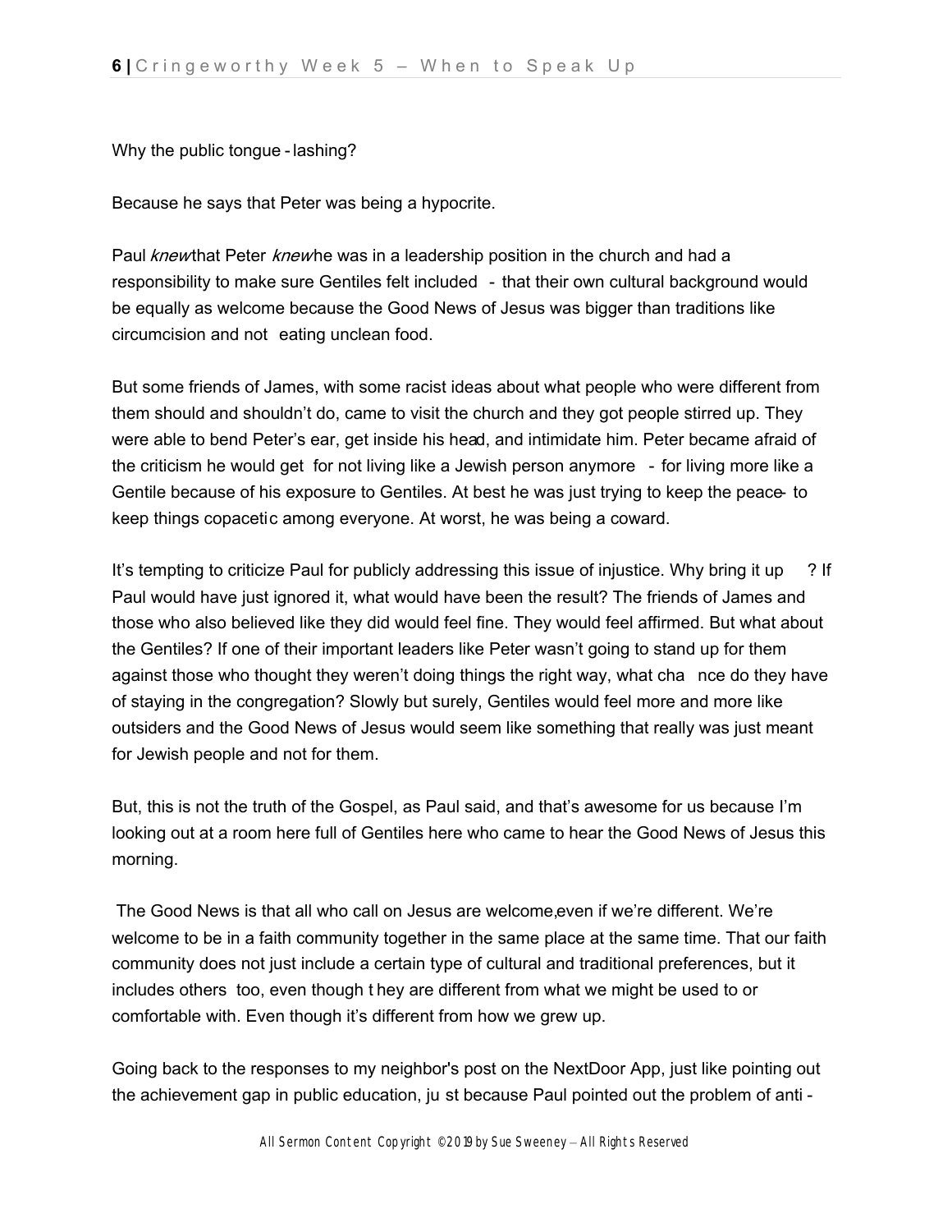Why the public tongue-lashing?

Because he says that Peter was being a hypocrite.

Paul *knew* that Peter *knew* he was in a leadership position in the church and had a responsibility to make sure Gentiles felt included - that their own cultural background would be equally as welcome because the Good News of Jesus was bigger than traditions like circumcision and not eating unclean food.

But some friends of James, with some racist ideas about what people who were different from them should and shouldn't do, came to visit the church and they got people stirred up. They were able to bend Peter's ear, get inside his head, and intimidate him. Peter became afraid of the criticism he would get for not living like a Jewish person anymore - for living more like a Gentile because of his exposure to Gentiles. At best he was just trying to keep the peace- to keep things copacetic among everyone. At worst, he was being a coward.

It's tempting to criticize Paul for publicly addressing this issue of injustice. Why bring it up? If Paul would have just ignored it, what would have been the result? The friends of James and those who also believed like they did would feel fine. They would feel affirmed. But what about the Gentiles? If one of their important leaders like Peter wasn't going to stand up for them against those who thought they weren't doing things the right way, what chance do they have of staying in the congregation? Slowly but surely, Gentiles would feel more and more like outsiders and the Good News of Jesus would seem like something that really was just meant for Jewish people and not for them.

But, this is not the truth of the Gospel, as Paul said, and that's awesome for us because I'm looking out at a room here full of Gentiles here who came to hear the Good News of Jesus this morning.

The Good News is that all who call on Jesus are welcome, even if we're different. We're welcome to be in a faith community together in the same place at the same time. That our faith community does not just include a certain type of cultural and traditional preferences, but it includes others too, even though they are different from what we might be used to or comfortable with. Even though it's different from how we grew up.

Going back to the responses to my neighbor's post on the NextDoor App, just like pointing out the achievement gap in public education, just because Paul pointed out the problem of anti-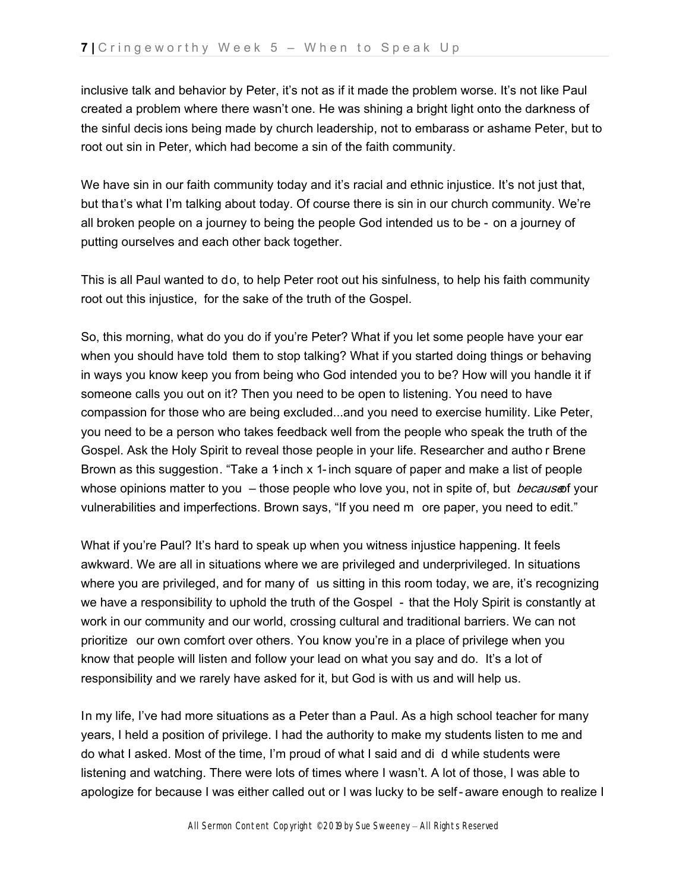inclusive talk and behavior by Peter, it's not as if it made the problem worse. It's not like Paul created a problem where there wasn't one. He was shining a bright light onto the darkness of the sinful decisions being made by church leadership, not to embarass or ashame Peter, but to root out sin in Peter, which had become a sin of the faith community.

We have sin in our faith community today and it's racial and ethnic injustice. It's not just that, but that's what I'm talking about today. Of course there is sin in our church community. We're all broken people on a journey to being the people God intended us to be - on a journey of putting ourselves and each other back together.

This is all Paul wanted to do, to help Peter root out his sinfulness, to help his faith community root out this injustice, for the sake of the truth of the Gospel.

So, this morning, what do you do if you're Peter? What if you let some people have your ear when you should have told them to stop talking? What if you started doing things or behaving in ways you know keep you from being who God intended you to be? How will you handle it if someone calls you out on it? Then you need to be open to listening. You need to have compassion for those who are being excluded...and you need to exercise humility. Like Peter, you need to be a person who takes feedback well from the people who speak the truth of the Gospel. Ask the Holy Spirit to reveal those people in your life. Researcher and author Brene Brown as this suggestion. "Take a 1-inch x 1-inch square of paper and make a list of people whose opinions matter to you – those people who love you, not in spite of, but *because* of your vulnerabilities and imperfections. Brown says, "If you need more paper, you need to edit."

What if you're Paul? It's hard to speak up when you witness injustice happening. It feels awkward. We are all in situations where we are privileged and underprivileged. In situations where you are privileged, and for many of us sitting in this room today, we are, it's recognizing we have a responsibility to uphold the truth of the Gospel - that the Holy Spirit is constantly at work in our community and our world, crossing cultural and traditional barriers. We can not prioritize our own comfort over others. You know you're in a place of privilege when you know that people will listen and follow your lead on what you say and do. It's a lot of responsibility and we rarely have asked for it, but God is with us and will help us.

In my life, I've had more situations as a Peter than a Paul. As a high school teacher for many years, I held a position of privilege. I had the authority to make my students listen to me and do what I asked. Most of the time, I'm proud of what I said and did while students were listening and watching. There were lots of times where I wasn't. A lot of those, I was able to apologize for because I was either called out or I was lucky to be self-aware enough to realize I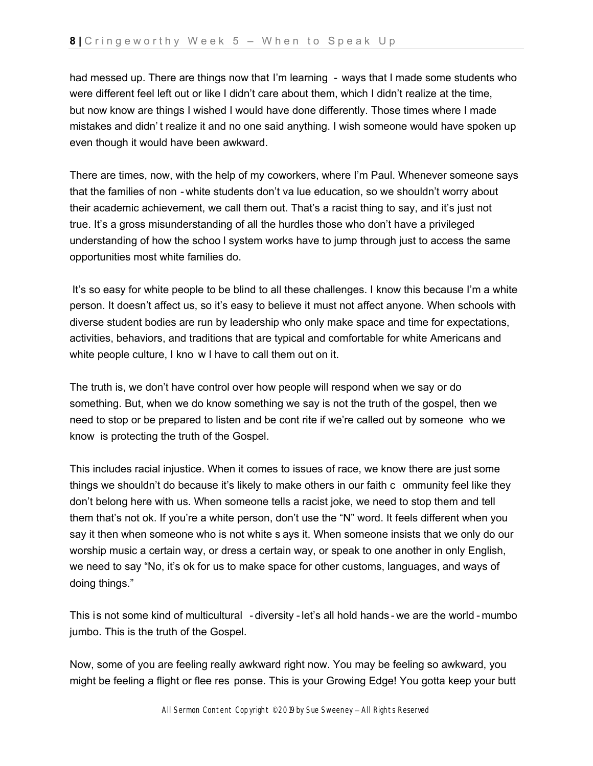had messed up. There are things now that I'm learning - ways that I made some students who were different feel left out or like I didn't care about them, which I didn't realize at the time, but now know are things I wished I would have done differently. Those times where I made mistakes and didn't realize it and no one said anything. I wish someone would have spoken up even though it would have been awkward.

There are times, now, with the help of my coworkers, where I'm Paul. Whenever someone says that the families of non-white students don't value education, so we shouldn't worry about their academic achievement, we call them out. That's a racist thing to say, and it's just not true. It's a gross misunderstanding of all the hurdles those who don't have a privileged understanding of how the school system works have to jump through just to access the same opportunities most white families do.

It's so easy for white people to be blind to all these challenges. I know this because I'm a white person. It doesn't affect us, so it's easy to believe it must not affect anyone. When schools with diverse student bodies are run by leadership who only make space and time for expectations, activities, behaviors, and traditions that are typical and comfortable for white Americans and white people culture, I know I have to call them out on it.

The truth is, we don't have control over how people will respond when we say or do something. But, when we do know something we say is not the truth of the gospel, then we need to stop or be prepared to listen and be contrite if we're called out by someone who we know is protecting the truth of the Gospel.

This includes racial injustice. When it comes to issues of race, we know there are just some things we shouldn't do because it's likely to make others in our faith community feel like they don't belong here with us. When someone tells a racist joke, we need to stop them and tell them that's not ok. If you're a white person, don't use the "N" word. It feels different when you say it then when someone who is not white says it. When someone insists that we only do our worship music a certain way, or dress a certain way, or speak to one another in only English, we need to say "No, it's ok for us to make space for other customs, languages, and ways of doing things."

This is not some kind of multicultural-diversity-let's all hold hands-we are the world-mumbo jumbo. This is the truth of the Gospel.

Now, some of you are feeling really awkward right now. You may be feeling so awkward, you might be feeling a flight or flee response. This is your Growing Edge! You gotta keep your butt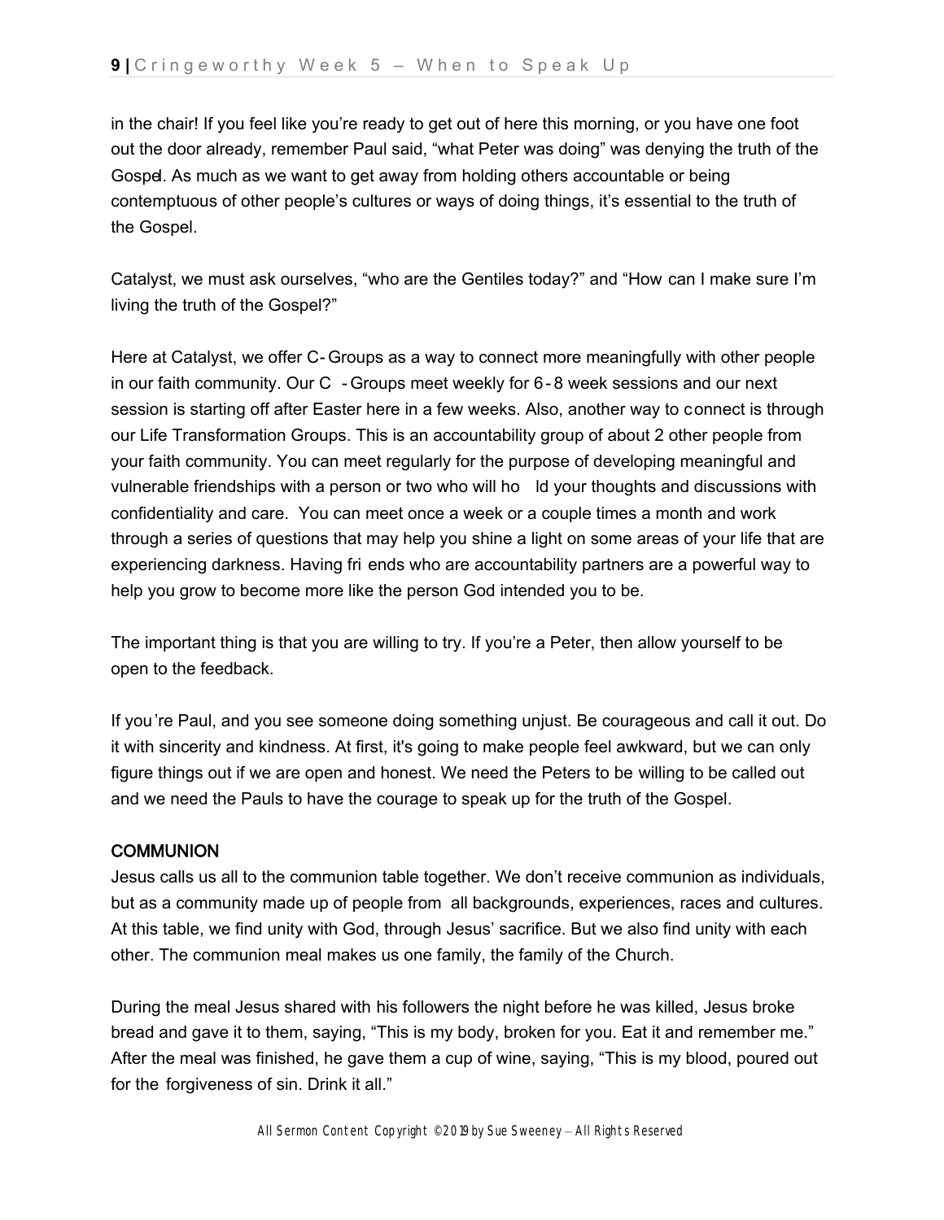in the chair! If you feel like you're ready to get out of here this morning, or you have one foot out the door already, remember Paul said, "what Peter was doing" was denying the truth of the Gospel. As much as we want to get away from holding others accountable or being contemptuous of other people's cultures or ways of doing things, it's essential to the truth of the Gospel.

Catalyst, we must ask ourselves, "who are the Gentiles today?" and "How can I make sure I'm living the truth of the Gospel?"

Here at Catalyst, we offer C-Groups as a way to connect more meaningfully with other people in our faith community. Our C-Groups meet weekly for 6-8 week sessions and our next session is starting off after Easter here in a few weeks. Also, another way to connect is through our Life Transformation Groups. This is an accountability group of about 2 other people from your faith community. You can meet regularly for the purpose of developing meaningful and vulnerable friendships with a person or two who will hold your thoughts and discussions with confidentiality and care. You can meet once a week or a couple times a month and work through a series of questions that may help you shine a light on some areas of your life that are experiencing darkness. Having friends who are accountability partners are a powerful way to help you grow to become more like the person God intended you to be.

The important thing is that you are willing to try. If you're a Peter, then allow yourself to be open to the feedback.

If you're Paul, and you see someone doing something unjust. Be courageous and call it out. Do it with sincerity and kindness. At first, it's going to make people feel awkward, but we can only figure things out if we are open and honest. We need the Peters to be willing to be called out and we need the Pauls to have the courage to speak up for the truth of the Gospel.

**COMMUNION**

Jesus calls us all to the communion table together. We don't receive communion as individuals, but as a community made up of people from all backgrounds, experiences, races and cultures. At this table, we find unity with God, through Jesus' sacrifice. But we also find unity with each other. The communion meal makes us one family, the family of the Church.

During the meal Jesus shared with his followers the night before he was killed, Jesus broke bread and gave it to them, saying, "This is my body, broken for you. Eat it and remember me." After the meal was finished, he gave them a cup of wine, saying, "This is my blood, poured out for the forgiveness of sin. Drink it all."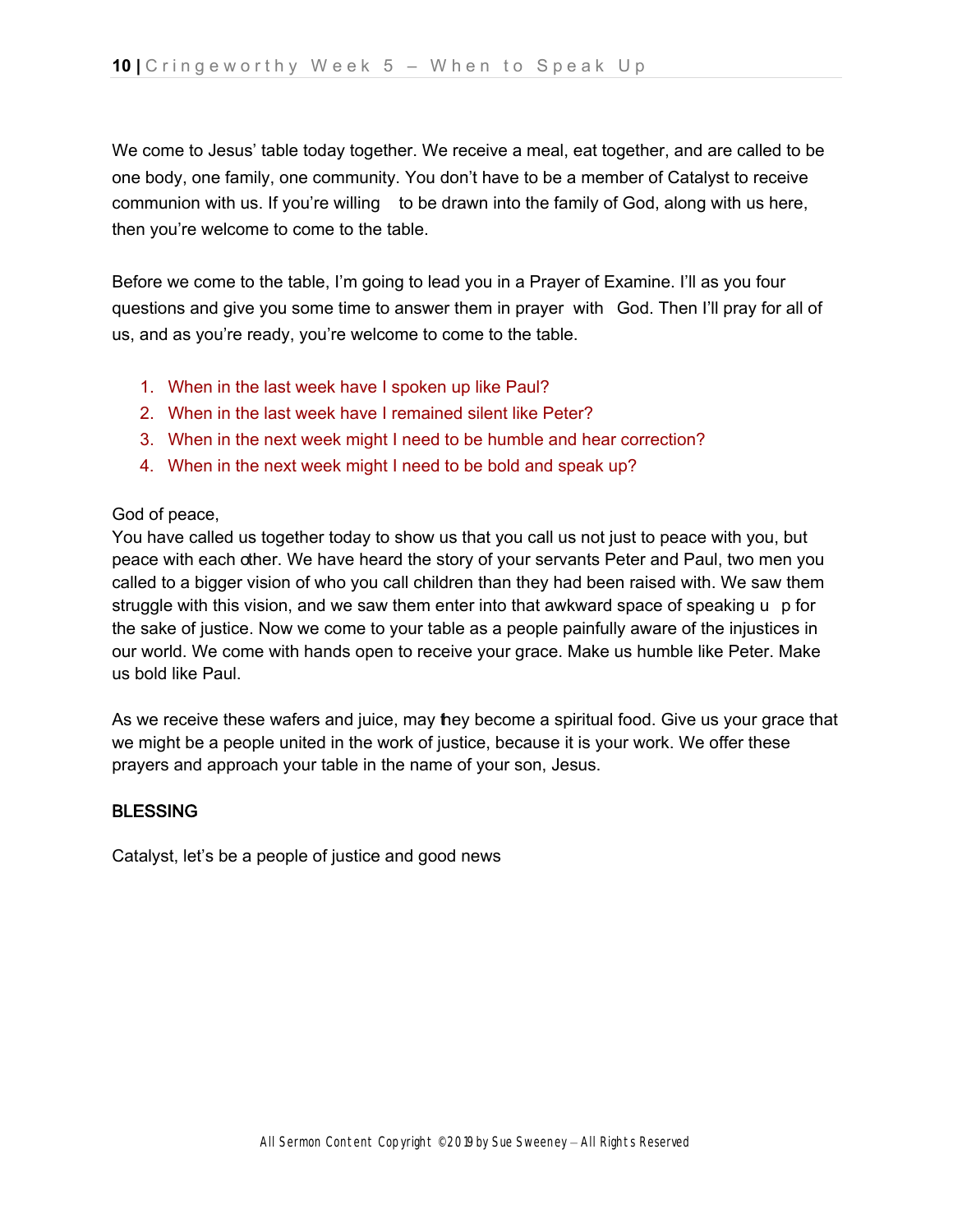We come to Jesus' table today together. We receive a meal, eat together, and are called to be one body, one family, one community. You don't have to be a member of Catalyst to receive communion with us. If you're willing to be drawn into the family of God, along with us here, then you're welcome to come to the table.

Before we come to the table, I'm going to lead you in a Prayer of Examine. I'll as you four questions and give you some time to answer them in prayer with God. Then I'll pray for all of us, and as you're ready, you're welcome to come to the table.

1. When in the last week have I spoken up like Paul?
2. When in the last week have I remained silent like Peter?
3. When in the next week might I need to be humble and hear correction?
4. When in the next week might I need to be bold and speak up?

God of peace,
You have called us together today to show us that you call us not just to peace with you, but peace with each other. We have heard the story of your servants Peter and Paul, two men you called to a bigger vision of who you call children than they had been raised with. We saw them struggle with this vision, and we saw them enter into that awkward space of speaking up for the sake of justice. Now we come to your table as a people painfully aware of the injustices in our world. We come with hands open to receive your grace. Make us humble like Peter. Make us bold like Paul.

As we receive these wafers and juice, may they become a spiritual food. Give us your grace that we might be a people united in the work of justice, because it is your work. We offer these prayers and approach your table in the name of your son, Jesus.

**BLESSING**

Catalyst, let's be a people of justice and good news

All Sermon Content Copyright ©2019 by Sue Sweeney – All Rights Reserved